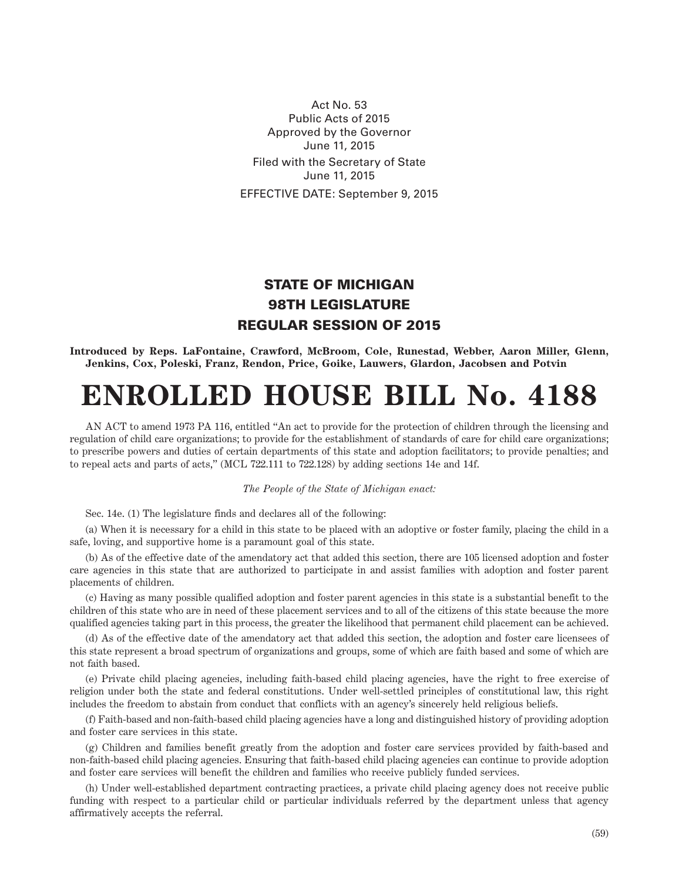Act No. 53
Public Acts of 2015
Approved by the Governor
June 11, 2015
Filed with the Secretary of State
June 11, 2015
EFFECTIVE DATE: September 9, 2015

## STATE OF MICHIGAN
## 98TH LEGISLATURE
## REGULAR SESSION OF 2015

**Introduced by Reps. LaFontaine, Crawford, McBroom, Cole, Runestad, Webber, Aaron Miller, Glenn, Jenkins, Cox, Poleski, Franz, Rendon, Price, Goike, Lauwers, Glardon, Jacobsen and Potvin**

# ENROLLED HOUSE BILL No. 4188

AN ACT to amend 1973 PA 116, entitled "An act to provide for the protection of children through the licensing and regulation of child care organizations; to provide for the establishment of standards of care for child care organizations; to prescribe powers and duties of certain departments of this state and adoption facilitators; to provide penalties; and to repeal acts and parts of acts," (MCL 722.111 to 722.128) by adding sections 14e and 14f.

*The People of the State of Michigan enact:*

Sec. 14e. (1) The legislature finds and declares all of the following:

(a) When it is necessary for a child in this state to be placed with an adoptive or foster family, placing the child in a safe, loving, and supportive home is a paramount goal of this state.

(b) As of the effective date of the amendatory act that added this section, there are 105 licensed adoption and foster care agencies in this state that are authorized to participate in and assist families with adoption and foster parent placements of children.

(c) Having as many possible qualified adoption and foster parent agencies in this state is a substantial benefit to the children of this state who are in need of these placement services and to all of the citizens of this state because the more qualified agencies taking part in this process, the greater the likelihood that permanent child placement can be achieved.

(d) As of the effective date of the amendatory act that added this section, the adoption and foster care licensees of this state represent a broad spectrum of organizations and groups, some of which are faith based and some of which are not faith based.

(e) Private child placing agencies, including faith-based child placing agencies, have the right to free exercise of religion under both the state and federal constitutions. Under well-settled principles of constitutional law, this right includes the freedom to abstain from conduct that conflicts with an agency's sincerely held religious beliefs.

(f) Faith-based and non-faith-based child placing agencies have a long and distinguished history of providing adoption and foster care services in this state.

(g) Children and families benefit greatly from the adoption and foster care services provided by faith-based and non-faith-based child placing agencies. Ensuring that faith-based child placing agencies can continue to provide adoption and foster care services will benefit the children and families who receive publicly funded services.

(h) Under well-established department contracting practices, a private child placing agency does not receive public funding with respect to a particular child or particular individuals referred by the department unless that agency affirmatively accepts the referral.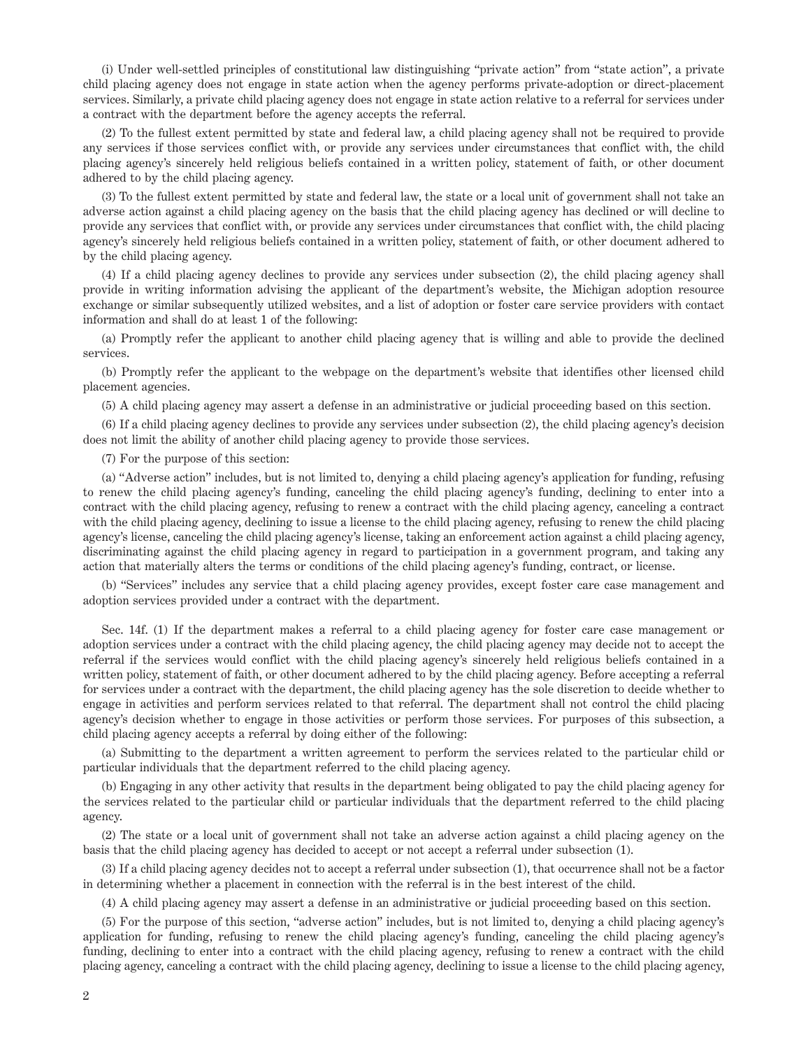(i) Under well-settled principles of constitutional law distinguishing "private action" from "state action", a private child placing agency does not engage in state action when the agency performs private-adoption or direct-placement services. Similarly, a private child placing agency does not engage in state action relative to a referral for services under a contract with the department before the agency accepts the referral.

(2) To the fullest extent permitted by state and federal law, a child placing agency shall not be required to provide any services if those services conflict with, or provide any services under circumstances that conflict with, the child placing agency's sincerely held religious beliefs contained in a written policy, statement of faith, or other document adhered to by the child placing agency.

(3) To the fullest extent permitted by state and federal law, the state or a local unit of government shall not take an adverse action against a child placing agency on the basis that the child placing agency has declined or will decline to provide any services that conflict with, or provide any services under circumstances that conflict with, the child placing agency's sincerely held religious beliefs contained in a written policy, statement of faith, or other document adhered to by the child placing agency.

(4) If a child placing agency declines to provide any services under subsection (2), the child placing agency shall provide in writing information advising the applicant of the department's website, the Michigan adoption resource exchange or similar subsequently utilized websites, and a list of adoption or foster care service providers with contact information and shall do at least 1 of the following:

(a) Promptly refer the applicant to another child placing agency that is willing and able to provide the declined services.

(b) Promptly refer the applicant to the webpage on the department's website that identifies other licensed child placement agencies.

(5) A child placing agency may assert a defense in an administrative or judicial proceeding based on this section.

(6) If a child placing agency declines to provide any services under subsection (2), the child placing agency's decision does not limit the ability of another child placing agency to provide those services.

(7) For the purpose of this section:

(a) "Adverse action" includes, but is not limited to, denying a child placing agency's application for funding, refusing to renew the child placing agency's funding, canceling the child placing agency's funding, declining to enter into a contract with the child placing agency, refusing to renew a contract with the child placing agency, canceling a contract with the child placing agency, declining to issue a license to the child placing agency, refusing to renew the child placing agency's license, canceling the child placing agency's license, taking an enforcement action against a child placing agency, discriminating against the child placing agency in regard to participation in a government program, and taking any action that materially alters the terms or conditions of the child placing agency's funding, contract, or license.

(b) "Services" includes any service that a child placing agency provides, except foster care case management and adoption services provided under a contract with the department.

Sec. 14f. (1) If the department makes a referral to a child placing agency for foster care case management or adoption services under a contract with the child placing agency, the child placing agency may decide not to accept the referral if the services would conflict with the child placing agency's sincerely held religious beliefs contained in a written policy, statement of faith, or other document adhered to by the child placing agency. Before accepting a referral for services under a contract with the department, the child placing agency has the sole discretion to decide whether to engage in activities and perform services related to that referral. The department shall not control the child placing agency's decision whether to engage in those activities or perform those services. For purposes of this subsection, a child placing agency accepts a referral by doing either of the following:

(a) Submitting to the department a written agreement to perform the services related to the particular child or particular individuals that the department referred to the child placing agency.

(b) Engaging in any other activity that results in the department being obligated to pay the child placing agency for the services related to the particular child or particular individuals that the department referred to the child placing agency.

(2) The state or a local unit of government shall not take an adverse action against a child placing agency on the basis that the child placing agency has decided to accept or not accept a referral under subsection (1).

(3) If a child placing agency decides not to accept a referral under subsection (1), that occurrence shall not be a factor in determining whether a placement in connection with the referral is in the best interest of the child.

(4) A child placing agency may assert a defense in an administrative or judicial proceeding based on this section.

(5) For the purpose of this section, "adverse action" includes, but is not limited to, denying a child placing agency's application for funding, refusing to renew the child placing agency's funding, canceling the child placing agency's funding, declining to enter into a contract with the child placing agency, refusing to renew a contract with the child placing agency, canceling a contract with the child placing agency, declining to issue a license to the child placing agency,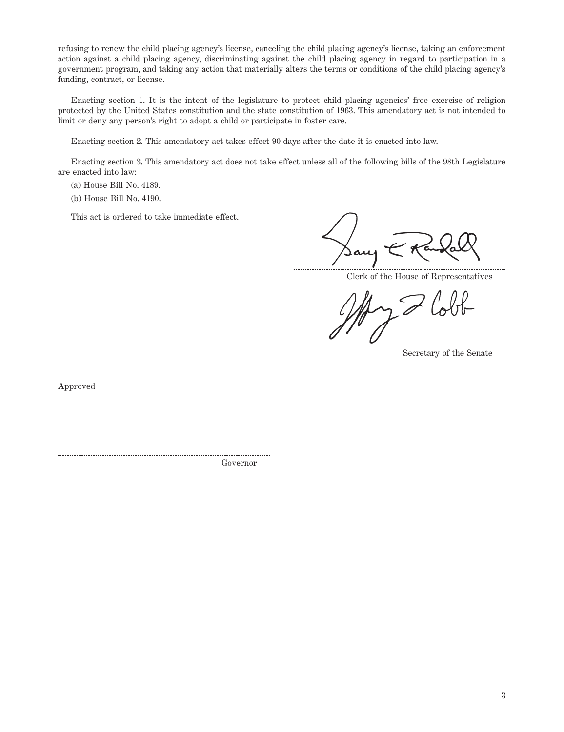refusing to renew the child placing agency's license, canceling the child placing agency's license, taking an enforcement action against a child placing agency, discriminating against the child placing agency in regard to participation in a government program, and taking any action that materially alters the terms or conditions of the child placing agency's funding, contract, or license.

Enacting section 1. It is the intent of the legislature to protect child placing agencies' free exercise of religion protected by the United States constitution and the state constitution of 1963. This amendatory act is not intended to limit or deny any person's right to adopt a child or participate in foster care.

Enacting section 2. This amendatory act takes effect 90 days after the date it is enacted into law.

Enacting section 3. This amendatory act does not take effect unless all of the following bills of the 98th Legislature are enacted into law:

(a) House Bill No. 4189.

(b) House Bill No. 4190.

This act is ordered to take immediate effect.

Clerk of the House of Representatives

Secretary of the Senate

Approved

Governor